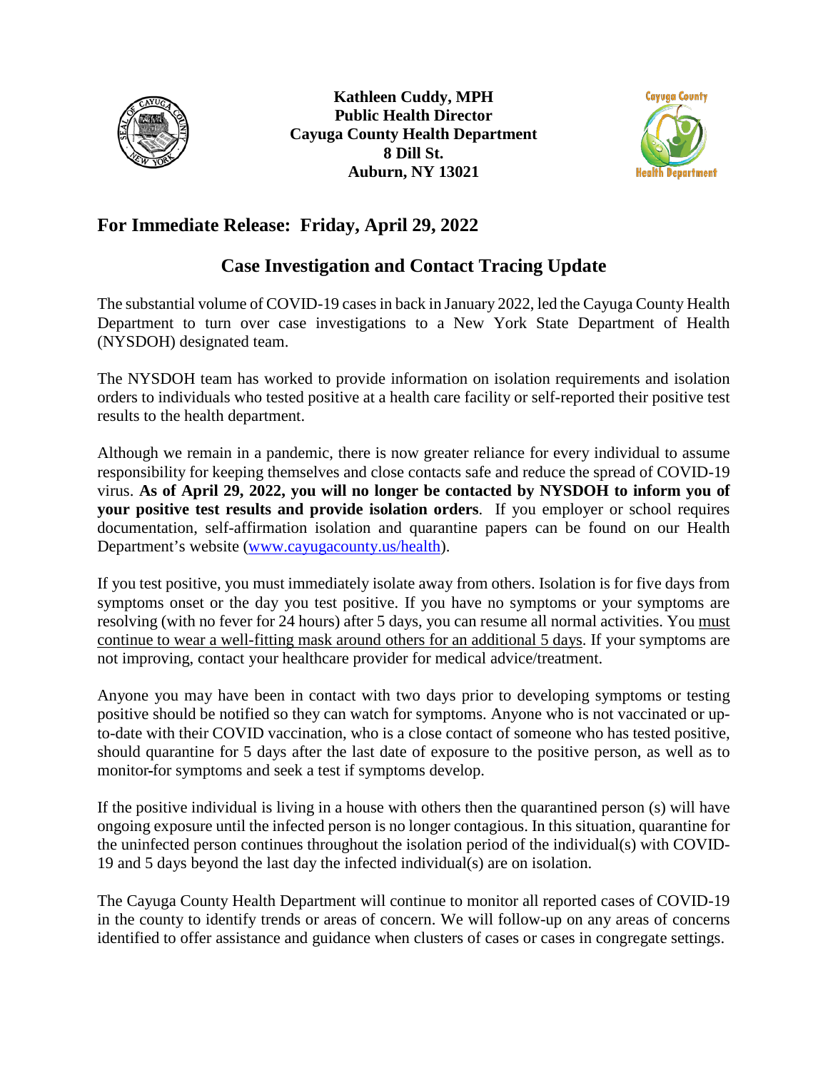**Kathleen Cuddy, MPH**
**Public Health Director**
**Cayuga County Health Department**
**8 Dill St.**
**Auburn, NY 13021**

## For Immediate Release: Friday, April 29, 2022

## Case Investigation and Contact Tracing Update

The substantial volume of COVID-19 cases in back in January 2022, led the Cayuga County Health Department to turn over case investigations to a New York State Department of Health (NYSDOH) designated team.

The NYSDOH team has worked to provide information on isolation requirements and isolation orders to individuals who tested positive at a health care facility or self-reported their positive test results to the health department.

Although we remain in a pandemic, there is now greater reliance for every individual to assume responsibility for keeping themselves and close contacts safe and reduce the spread of COVID-19 virus. **As of April 29, 2022, you will no longer be contacted by NYSDOH to inform you of your positive test results and provide isolation orders**. If you employer or school requires documentation, self-affirmation isolation and quarantine papers can be found on our Health Department's website ([www.cayugacounty.us/health](www.cayugacounty.us/health)).

If you test positive, you must immediately isolate away from others. Isolation is for five days from symptoms onset or the day you test positive. If you have no symptoms or your symptoms are resolving (with no fever for 24 hours) after 5 days, you can resume all normal activities. You must continue to wear a well-fitting mask around others for an additional 5 days. If your symptoms are not improving, contact your healthcare provider for medical advice/treatment.

Anyone you may have been in contact with two days prior to developing symptoms or testing positive should be notified so they can watch for symptoms. Anyone who is not vaccinated or up-to-date with their COVID vaccination, who is a close contact of someone who has tested positive, should quarantine for 5 days after the last date of exposure to the positive person, as well as to monitor-for symptoms and seek a test if symptoms develop.

If the positive individual is living in a house with others then the quarantined person (s) will have ongoing exposure until the infected person is no longer contagious. In this situation, quarantine for the uninfected person continues throughout the isolation period of the individual(s) with COVID-19 and 5 days beyond the last day the infected individual(s) are on isolation.

The Cayuga County Health Department will continue to monitor all reported cases of COVID-19 in the county to identify trends or areas of concern. We will follow-up on any areas of concerns identified to offer assistance and guidance when clusters of cases or cases in congregate settings.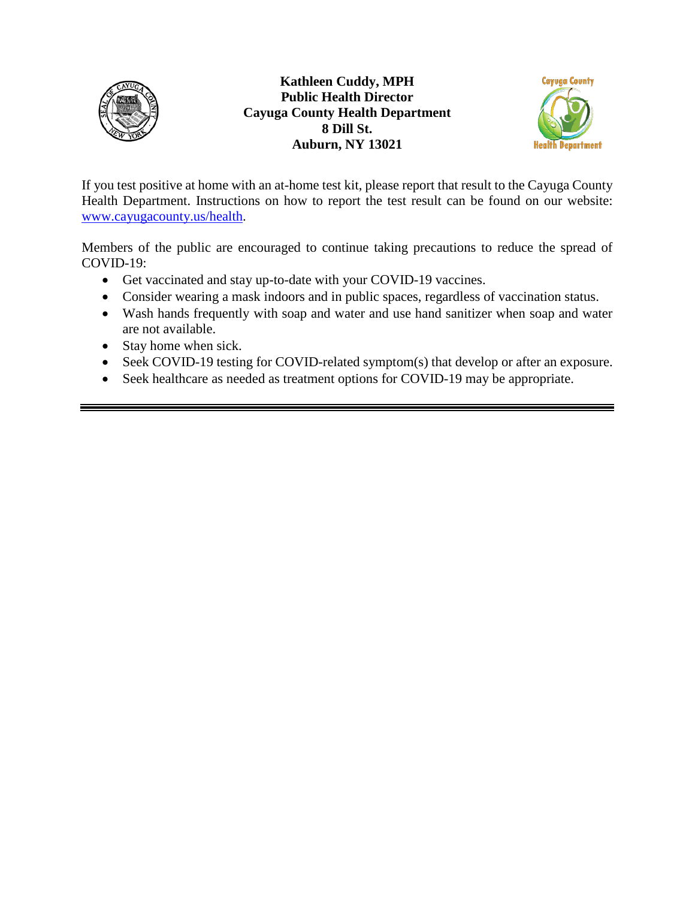**Kathleen Cuddy, MPH**
**Public Health Director**
**Cayuga County Health Department**
**8 Dill St.**
**Auburn, NY 13021**

If you test positive at home with an at-home test kit, please report that result to the Cayuga County Health Department. Instructions on how to report the test result can be found on our website: [www.cayugacounty.us/health](http://www.cayugacounty.us/health).

Members of the public are encouraged to continue taking precautions to reduce the spread of COVID-19:

- Get vaccinated and stay up-to-date with your COVID-19 vaccines.
- Consider wearing a mask indoors and in public spaces, regardless of vaccination status.
- Wash hands frequently with soap and water and use hand sanitizer when soap and water are not available.
- Stay home when sick.
- Seek COVID-19 testing for COVID-related symptom(s) that develop or after an exposure.
- Seek healthcare as needed as treatment options for COVID-19 may be appropriate.

---